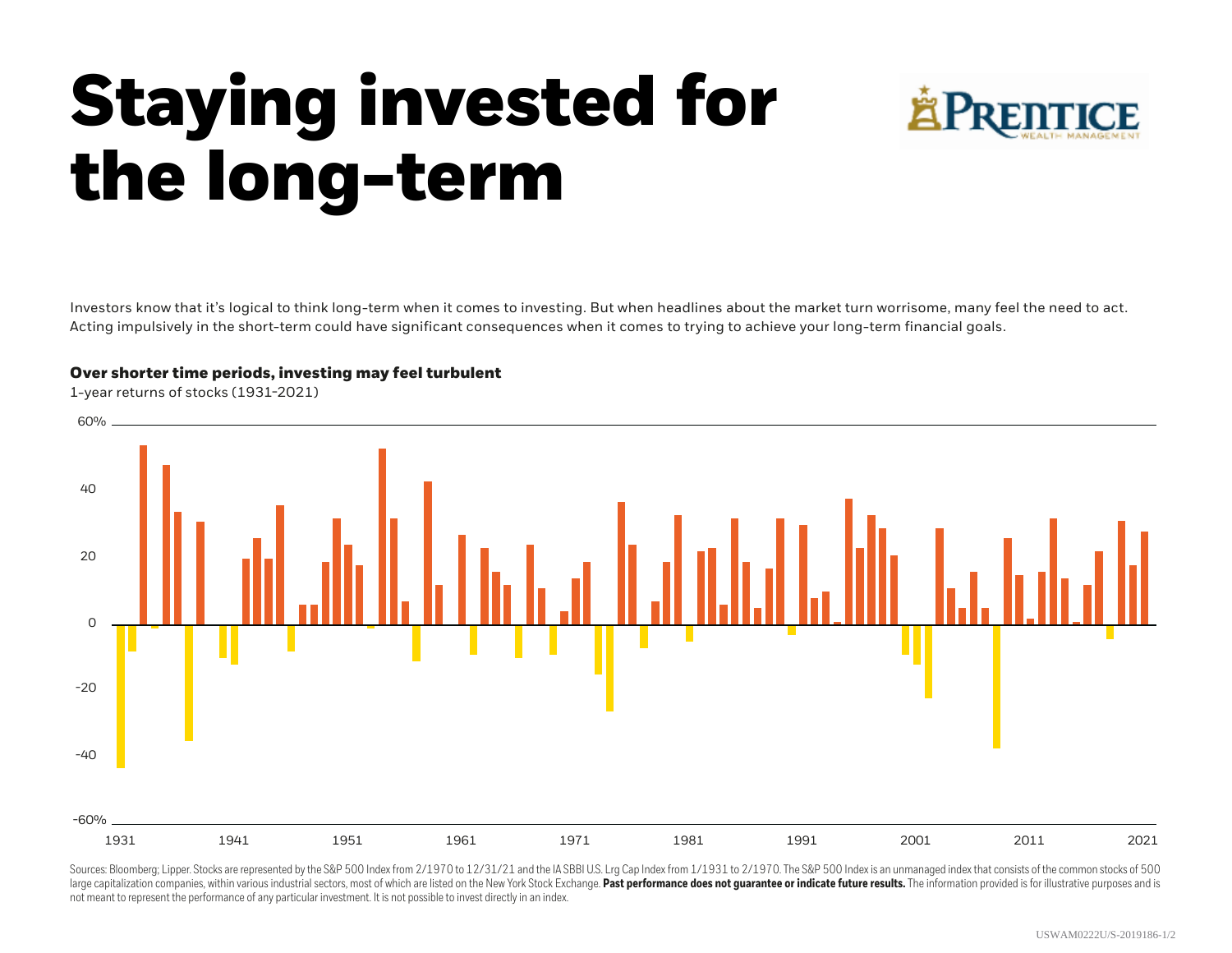# Staying invested for the long-term

PRENTICE WEALTH MANAGEMENT

Investors know that it's logical to think long-term when it comes to investing. But when headlines about the market turn worrisome, many feel the need to act. Acting impulsively in the short-term could have significant consequences when it comes to trying to achieve your long-term financial goals.

**Over shorter time periods, investing may feel turbulent**

1-year returns of stocks (1931-2021)

Sources: Bloomberg; Lipper. Stocks are represented by the S&P 500 Index from 2/1970 to 12/31/21 and the IA SBBI U.S. Lrg Cap Index from 1/1931 to 2/1970. The S&P 500 Index is an unmanaged index that consists of the common stocks of 500 large capitalization companies, within various industrial sectors, most of which are listed on the New York Stock Exchange. **Past performance does not guarantee or indicate future results.** The information provided is for illustrative purposes and is not meant to represent the performance of any particular investment. It is not possible to invest directly in an index.

USWAM0222U/S-2019186-1/2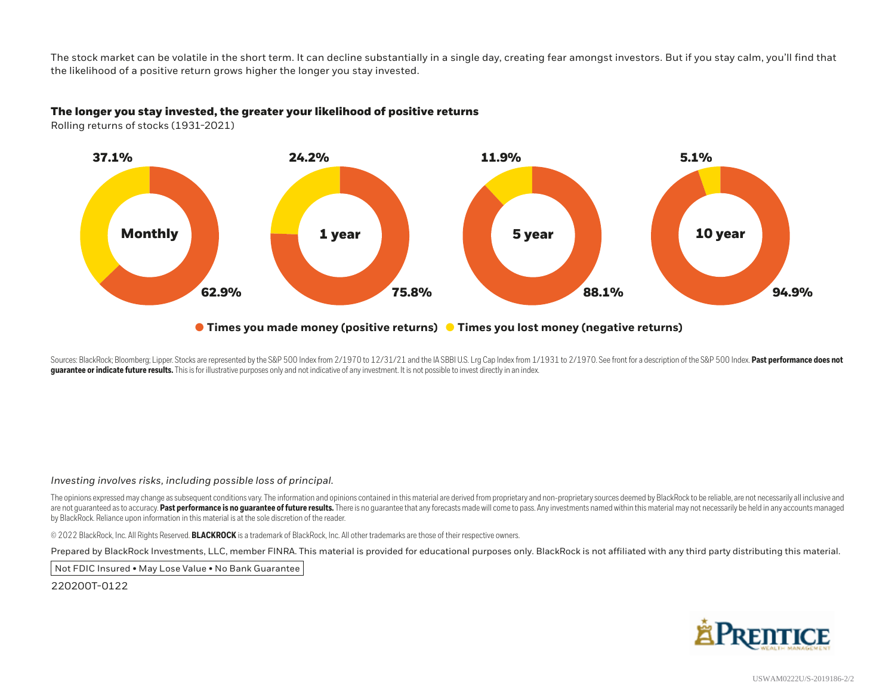The stock market can be volatile in the short term. It can decline substantially in a single day, creating fear amongst investors. But if you stay calm, you'll find that the likelihood of a positive return grows higher the longer you stay invested.

**The longer you stay invested, the greater your likelihood of positive returns**

Rolling returns of stocks (1931-2021)

Monthly
37.1%
62.9%

1 year
24.2%
75.8%

5 year
11.9%
88.1%

10 year
5.1%
94.9%

Times you made money (positive returns)
Times you lost money (negative returns)

Sources: BlackRock; Bloomberg; Lipper. Stocks are represented by the S&P 500 Index from 2/1970 to 12/31/21 and the IA SBBI U.S. Lrg Cap Index from 1/1931 to 2/1970. See front for a description of the S&P 500 Index. **Past performance does not guarantee or indicate future results.** This is for illustrative purposes only and not indicative of any investment. It is not possible to invest directly in an index.

*Investing involves risks, including possible loss of principal.*

The opinions expressed may change as subsequent conditions vary. The information and opinions contained in this material are derived from proprietary and non-proprietary sources deemed by BlackRock to be reliable, are not necessarily all inclusive and are not guaranteed as to accuracy. **Past performance is no guarantee of future results.** There is no guarantee that any forecasts made will come to pass. Any investments named within this material may not necessarily be held in any accounts managed by BlackRock. Reliance upon information in this material is at the sole discretion of the reader.

© 2022 BlackRock, Inc. All Rights Reserved. **BLACKROCK** is a trademark of BlackRock, Inc. All other trademarks are those of their respective owners.

Prepared by BlackRock Investments, LLC, member FINRA. This material is provided for educational purposes only. BlackRock is not affiliated with any third party distributing this material.

Not FDIC Insured • May Lose Value • No Bank Guarantee

220200T-0122

PRENTICE WEALTH MANAGEMENT

USWAM0222U/S-2019186-2/2